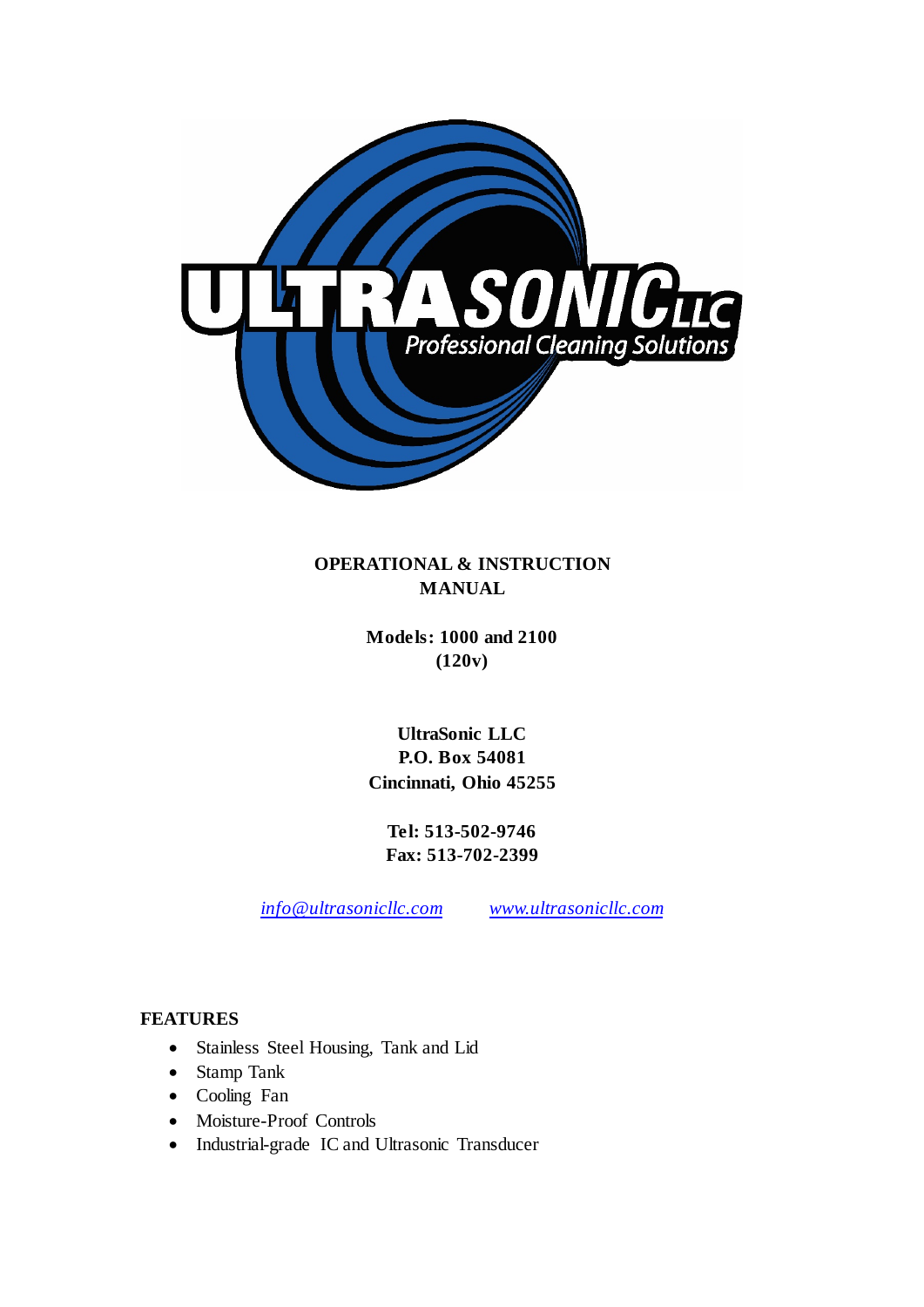**OPERATIONAL & INSTRUCTION MANUAL**

**Models: 1000 and 2100 (120v)**

**UltraSonic LLC**
**P.O. Box 54081**
**Cincinnati, Ohio 45255**

**Tel: 513-502-9746**
**Fax: 513-702-2399**

*info@ultrasonicllc.com* *www.ultrasonicllc.com*

## FEATURES

- Stainless Steel Housing, Tank and Lid
- Stamp Tank
- Cooling Fan
- Moisture-Proof Controls
- Industrial-grade IC and Ultrasonic Transducer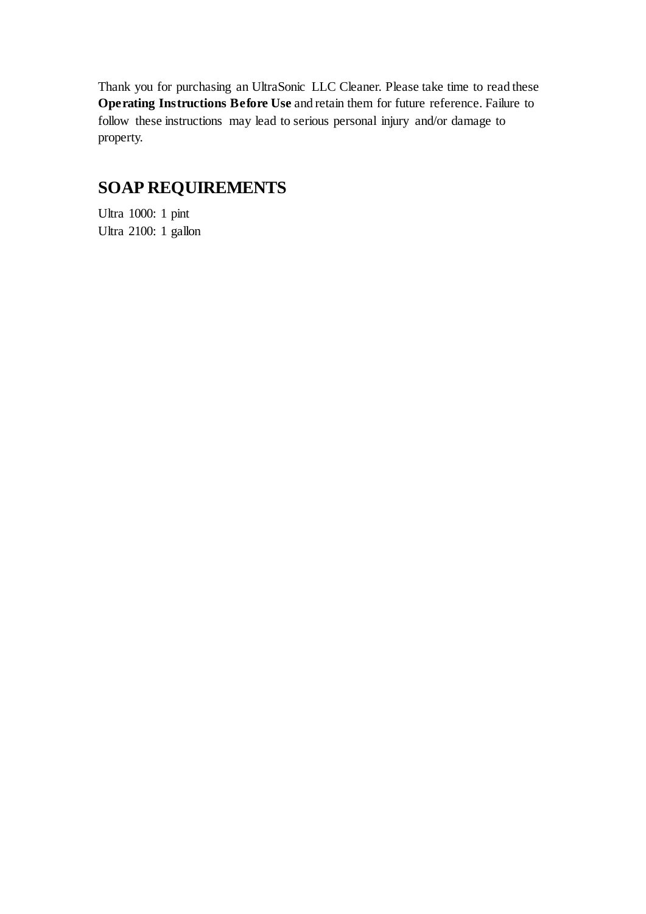Thank you for purchasing an UltraSonic LLC Cleaner. Please take time to read these **Operating Instructions Before Use** and retain them for future reference. Failure to follow these instructions may lead to serious personal injury and/or damage to property.

## SOAP REQUIREMENTS

Ultra 1000: 1 pint  
Ultra 2100: 1 gallon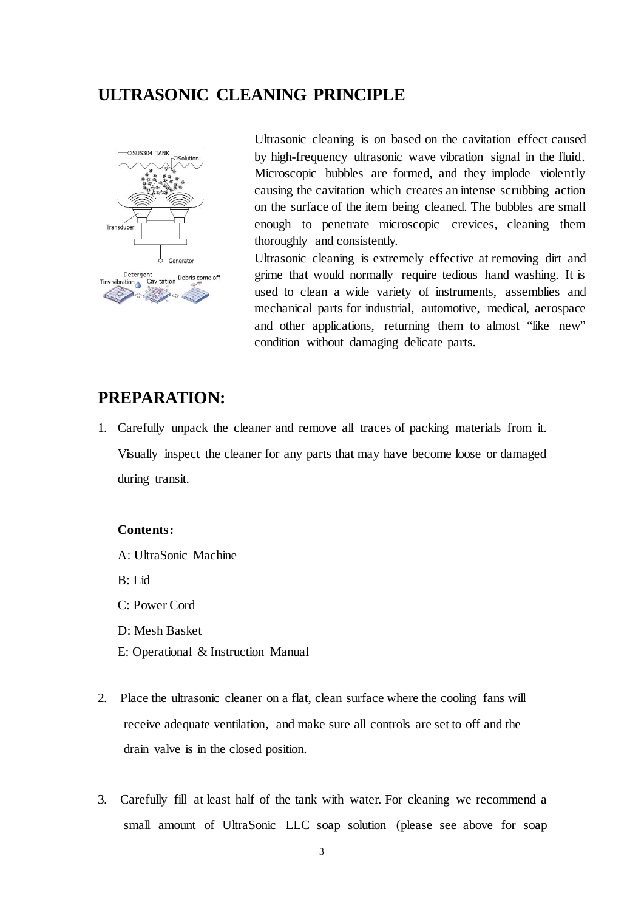## ULTRASONIC CLEANING PRINCIPLE

Ultrasonic cleaning is on based on the cavitation effect caused by high-frequency ultrasonic wave vibration signal in the fluid. Microscopic bubbles are formed, and they implode violently causing the cavitation which creates an intense scrubbing action on the surface of the item being cleaned. The bubbles are small enough to penetrate microscopic crevices, cleaning them thoroughly and consistently.

Ultrasonic cleaning is extremely effective at removing dirt and grime that would normally require tedious hand washing. It is used to clean a wide variety of instruments, assemblies and mechanical parts for industrial, automotive, medical, aerospace and other applications, returning them to almost "like new" condition without damaging delicate parts.

## PREPARATION:

1. Carefully unpack the cleaner and remove all traces of packing materials from it. Visually inspect the cleaner for any parts that may have become loose or damaged during transit.

   **Contents:**

   A: UltraSonic Machine

   B: Lid

   C: Power Cord

   D: Mesh Basket

   E: Operational & Instruction Manual

2. Place the ultrasonic cleaner on a flat, clean surface where the cooling fans will receive adequate ventilation, and make sure all controls are set to off and the drain valve is in the closed position.

3. Carefully fill at least half of the tank with water. For cleaning we recommend a small amount of UltraSonic LLC soap solution (please see above for soap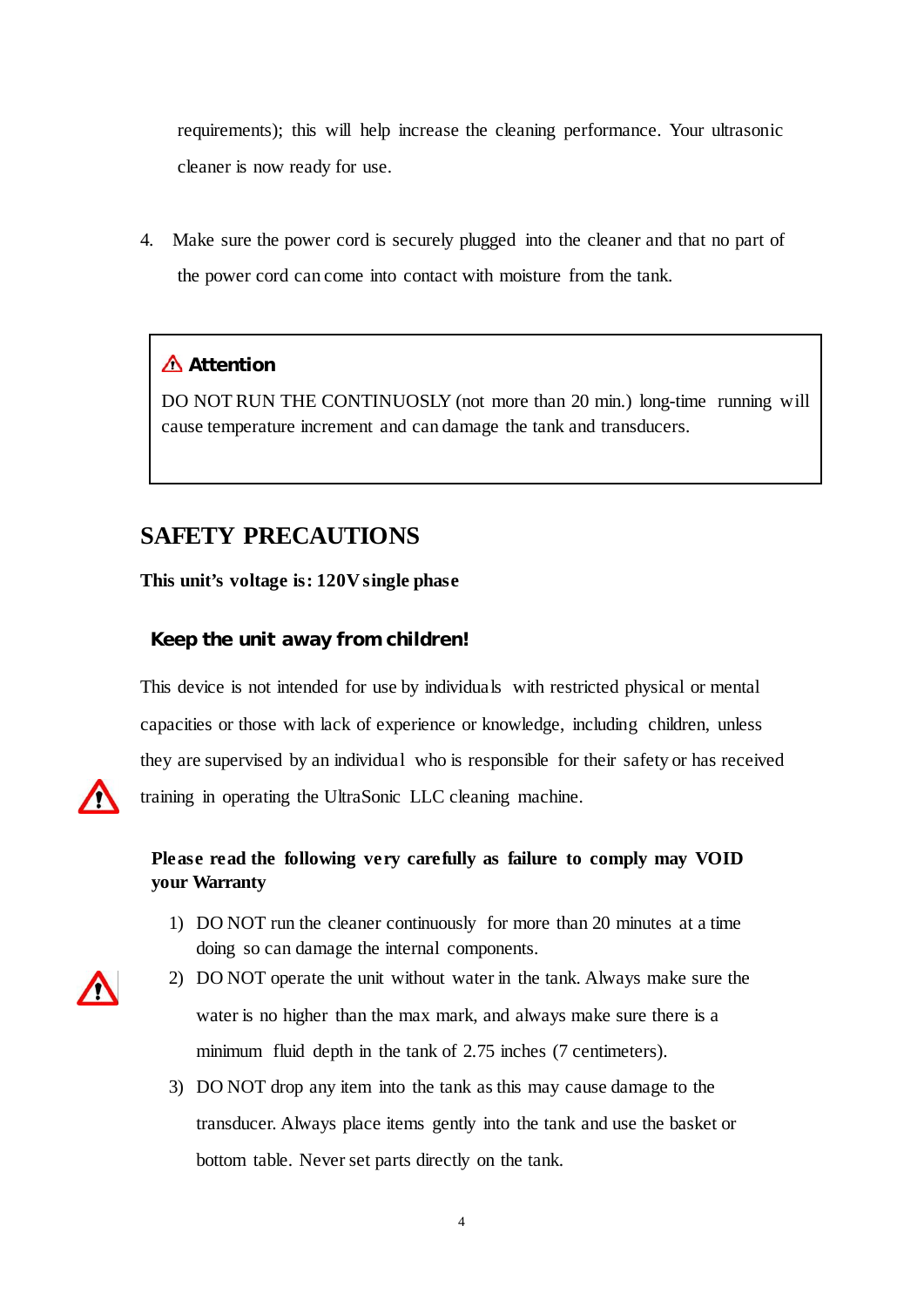requirements); this will help increase the cleaning performance. Your ultrasonic cleaner is now ready for use.

4. Make sure the power cord is securely plugged into the cleaner and that no part of the power cord can come into contact with moisture from the tank.

> ⚠ **Attention**
>
> DO NOT RUN THE CONTINUOSLY (not more than 20 min.) long-time running will cause temperature increment and can damage the tank and transducers.

## SAFETY PRECAUTIONS

**This unit's voltage is: 120V single phase**

### Keep the unit away from children!

This device is not intended for use by individuals with restricted physical or mental capacities or those with lack of experience or knowledge, including children, unless they are supervised by an individual who is responsible for their safety or has received training in operating the UltraSonic LLC cleaning machine.

**Please read the following very carefully as failure to comply may VOID your Warranty**

1) DO NOT run the cleaner continuously for more than 20 minutes at a time doing so can damage the internal components.
2) DO NOT operate the unit without water in the tank. Always make sure the water is no higher than the max mark, and always make sure there is a minimum fluid depth in the tank of 2.75 inches (7 centimeters).
3) DO NOT drop any item into the tank as this may cause damage to the transducer. Always place items gently into the tank and use the basket or bottom table. Never set parts directly on the tank.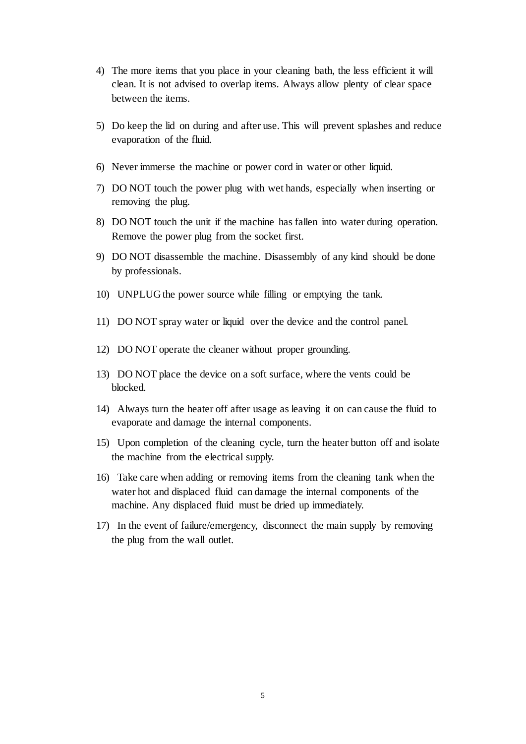4) The more items that you place in your cleaning bath, the less efficient it will clean. It is not advised to overlap items. Always allow plenty of clear space between the items.
5) Do keep the lid on during and after use. This will prevent splashes and reduce evaporation of the fluid.
6) Never immerse the machine or power cord in water or other liquid.
7) DO NOT touch the power plug with wet hands, especially when inserting or removing the plug.
8) DO NOT touch the unit if the machine has fallen into water during operation. Remove the power plug from the socket first.
9) DO NOT disassemble the machine. Disassembly of any kind should be done by professionals.
10) UNPLUG the power source while filling or emptying the tank.
11) DO NOT spray water or liquid over the device and the control panel.
12) DO NOT operate the cleaner without proper grounding.
13) DO NOT place the device on a soft surface, where the vents could be blocked.
14) Always turn the heater off after usage as leaving it on can cause the fluid to evaporate and damage the internal components.
15) Upon completion of the cleaning cycle, turn the heater button off and isolate the machine from the electrical supply.
16) Take care when adding or removing items from the cleaning tank when the water hot and displaced fluid can damage the internal components of the machine. Any displaced fluid must be dried up immediately.
17) In the event of failure/emergency, disconnect the main supply by removing the plug from the wall outlet.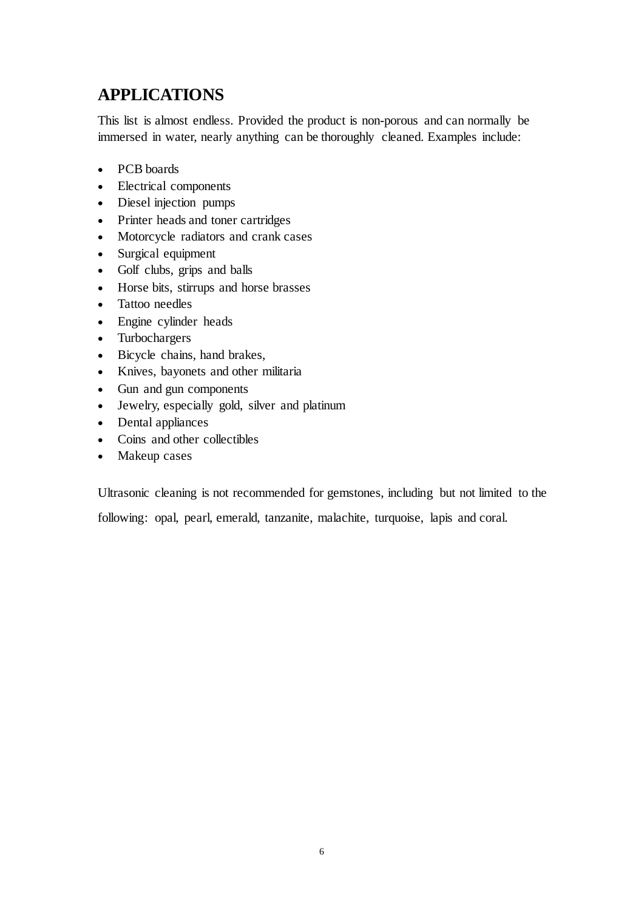## APPLICATIONS

This list is almost endless. Provided the product is non-porous and can normally be immersed in water, nearly anything can be thoroughly cleaned. Examples include:

- PCB boards
- Electrical components
- Diesel injection pumps
- Printer heads and toner cartridges
- Motorcycle radiators and crank cases
- Surgical equipment
- Golf clubs, grips and balls
- Horse bits, stirrups and horse brasses
- Tattoo needles
- Engine cylinder heads
- Turbochargers
- Bicycle chains, hand brakes,
- Knives, bayonets and other militaria
- Gun and gun components
- Jewelry, especially gold, silver and platinum
- Dental appliances
- Coins and other collectibles
- Makeup cases

Ultrasonic cleaning is not recommended for gemstones, including but not limited to the following: opal, pearl, emerald, tanzanite, malachite, turquoise, lapis and coral.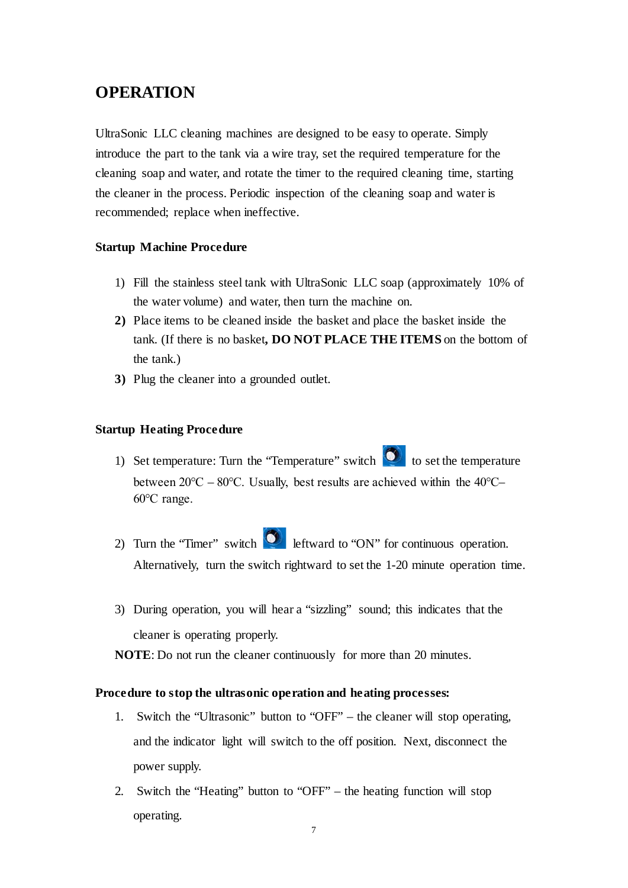# OPERATION

UltraSonic LLC cleaning machines are designed to be easy to operate. Simply introduce the part to the tank via a wire tray, set the required temperature for the cleaning soap and water, and rotate the timer to the required cleaning time, starting the cleaner in the process. Periodic inspection of the cleaning soap and water is recommended; replace when ineffective.

### Startup Machine Procedure

1) Fill the stainless steel tank with UltraSonic LLC soap (approximately 10% of the water volume) and water, then turn the machine on.
2) Place items to be cleaned inside the basket and place the basket inside the tank. (If there is no basket**, DO NOT PLACE THE ITEMS** on the bottom of the tank.)
3) Plug the cleaner into a grounded outlet.

### Startup Heating Procedure

1) Set temperature: Turn the "Temperature" switch to set the temperature between 20°C – 80°C. Usually, best results are achieved within the 40°C–60°C range.
2) Turn the "Timer" switch leftward to "ON" for continuous operation. Alternatively, turn the switch rightward to set the 1-20 minute operation time.
3) During operation, you will hear a "sizzling" sound; this indicates that the cleaner is operating properly.

**NOTE**: Do not run the cleaner continuously for more than 20 minutes.

### Procedure to stop the ultrasonic operation and heating processes:

1. Switch the "Ultrasonic" button to "OFF" – the cleaner will stop operating, and the indicator light will switch to the off position. Next, disconnect the power supply.
2. Switch the "Heating" button to "OFF" – the heating function will stop operating.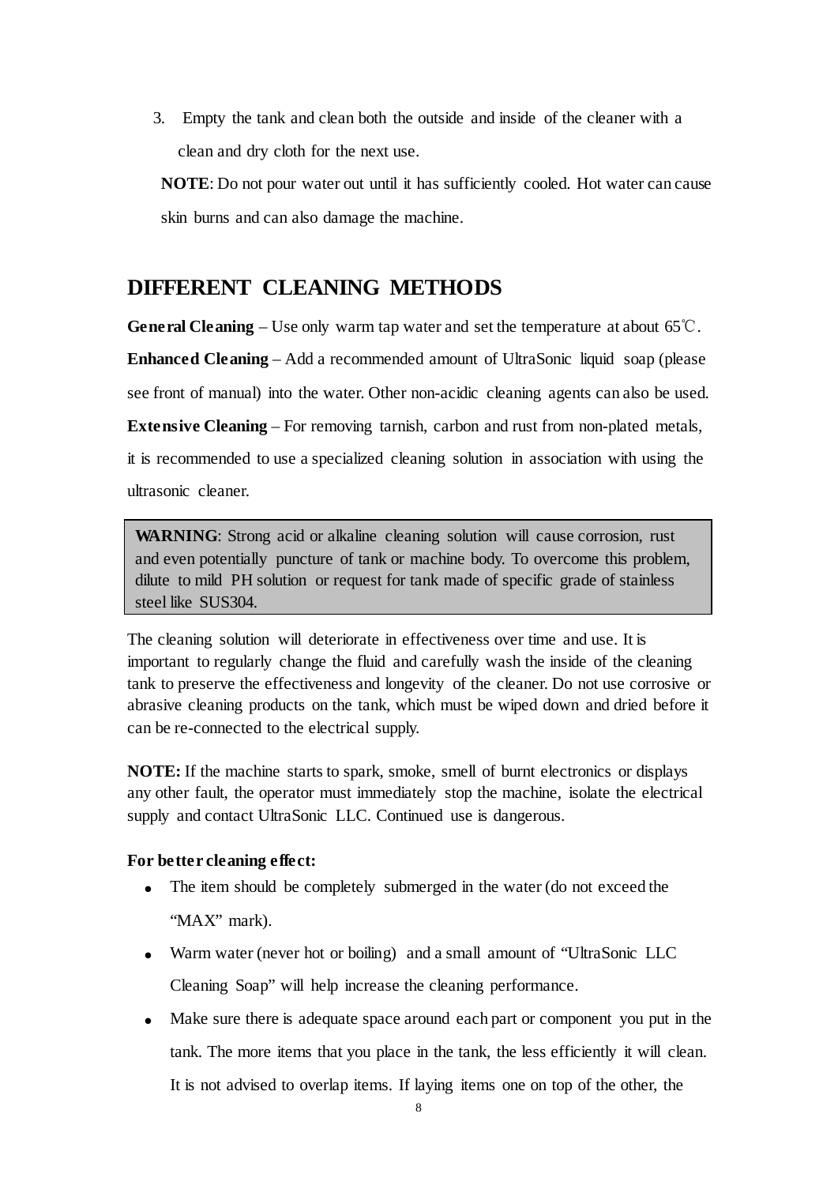3. Empty the tank and clean both the outside and inside of the cleaner with a clean and dry cloth for the next use.

**NOTE**: Do not pour water out until it has sufficiently cooled. Hot water can cause skin burns and can also damage the machine.

## DIFFERENT CLEANING METHODS

**General Cleaning** – Use only warm tap water and set the temperature at about 65℃.

**Enhanced Cleaning** – Add a recommended amount of UltraSonic liquid soap (please see front of manual) into the water. Other non-acidic cleaning agents can also be used.

**Extensive Cleaning** – For removing tarnish, carbon and rust from non-plated metals, it is recommended to use a specialized cleaning solution in association with using the ultrasonic cleaner.

> **WARNING**: Strong acid or alkaline cleaning solution will cause corrosion, rust and even potentially puncture of tank or machine body. To overcome this problem, dilute to mild PH solution or request for tank made of specific grade of stainless steel like SUS304.

The cleaning solution will deteriorate in effectiveness over time and use. It is important to regularly change the fluid and carefully wash the inside of the cleaning tank to preserve the effectiveness and longevity of the cleaner. Do not use corrosive or abrasive cleaning products on the tank, which must be wiped down and dried before it can be re-connected to the electrical supply.

**NOTE:** If the machine starts to spark, smoke, smell of burnt electronics or displays any other fault, the operator must immediately stop the machine, isolate the electrical supply and contact UltraSonic LLC. Continued use is dangerous.

**For better cleaning effect:**

- The item should be completely submerged in the water (do not exceed the "MAX" mark).
- Warm water (never hot or boiling) and a small amount of "UltraSonic LLC Cleaning Soap" will help increase the cleaning performance.
- Make sure there is adequate space around each part or component you put in the tank. The more items that you place in the tank, the less efficiently it will clean. It is not advised to overlap items. If laying items one on top of the other, the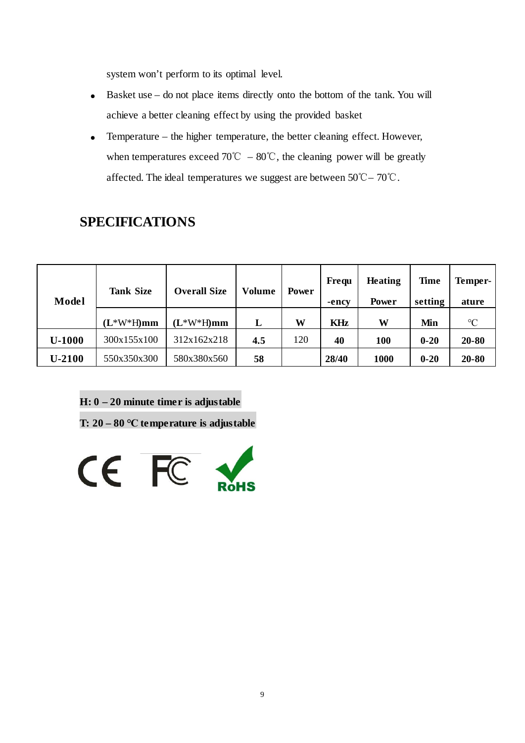system won't perform to its optimal level.

- Basket use – do not place items directly onto the bottom of the tank. You will achieve a better cleaning effect by using the provided basket
- Temperature – the higher temperature, the better cleaning effect. However, when temperatures exceed 70℃ – 80℃, the cleaning power will be greatly affected. The ideal temperatures we suggest are between 50℃– 70℃.

## SPECIFICATIONS

| Model | Tank Size | Overall Size | Volume | Power | Frequ-ency | Heating Power | Time setting | Temper-ature |
|---|---|---|---|---|---|---|---|---|
| | (L*W*H)mm | (L*W*H)mm | L | W | KHz | W | Min | ℃ |
| U-1000 | 300x155x100 | 312x162x218 | 4.5 | 120 | 40 | 100 | 0-20 | 20-80 |
| U-2100 | 550x350x300 | 580x380x560 | 58 | | 28/40 | 1000 | 0-20 | 20-80 |

**H: 0 – 20 minute timer is adjustable**

**T: 20 – 80 °C temperature is adjustable**